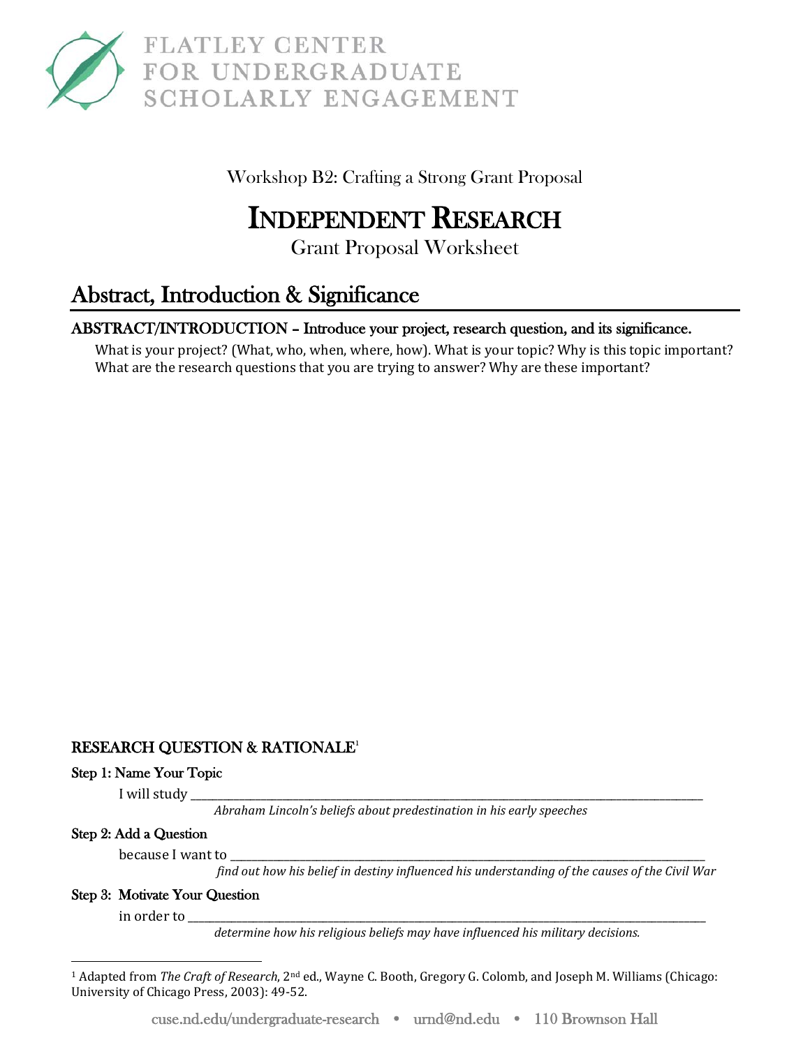# FLATLEY CENTER FOR UNDERGRADUATE SCHOLARLY ENGAGEMENT

Workshop B2: Crafting a Strong Grant Proposal

# INDEPENDENT RESEARCH

Grant Proposal Worksheet

## Abstract, Introduction & Significance

**ABSTRACT/INTRODUCTION – Introduce your project, research question, and its significance.**

What is your project? (What, who, when, where, how). What is your topic? Why is this topic important? What are the research questions that you are trying to answer? Why are these important?

**RESEARCH QUESTION & RATIONALE**[1]

**Step 1: Name Your Topic**

I will study ______________________________

*Abraham Lincoln's beliefs about predestination in his early speeches*

**Step 2: Add a Question**

because I want to ______________________________

*find out how his belief in destiny influenced his understanding of the causes of the Civil War*

**Step 3: Motivate Your Question**

in order to ______________________________

*determine how his religious beliefs may have influenced his military decisions.*

---

[1] Adapted from *The Craft of Research*, 2nd ed., Wayne C. Booth, Gregory G. Colomb, and Joseph M. Williams (Chicago: University of Chicago Press, 2003): 49-52.

cuse.nd.edu/undergraduate-research • urnd@nd.edu • 110 Brownson Hall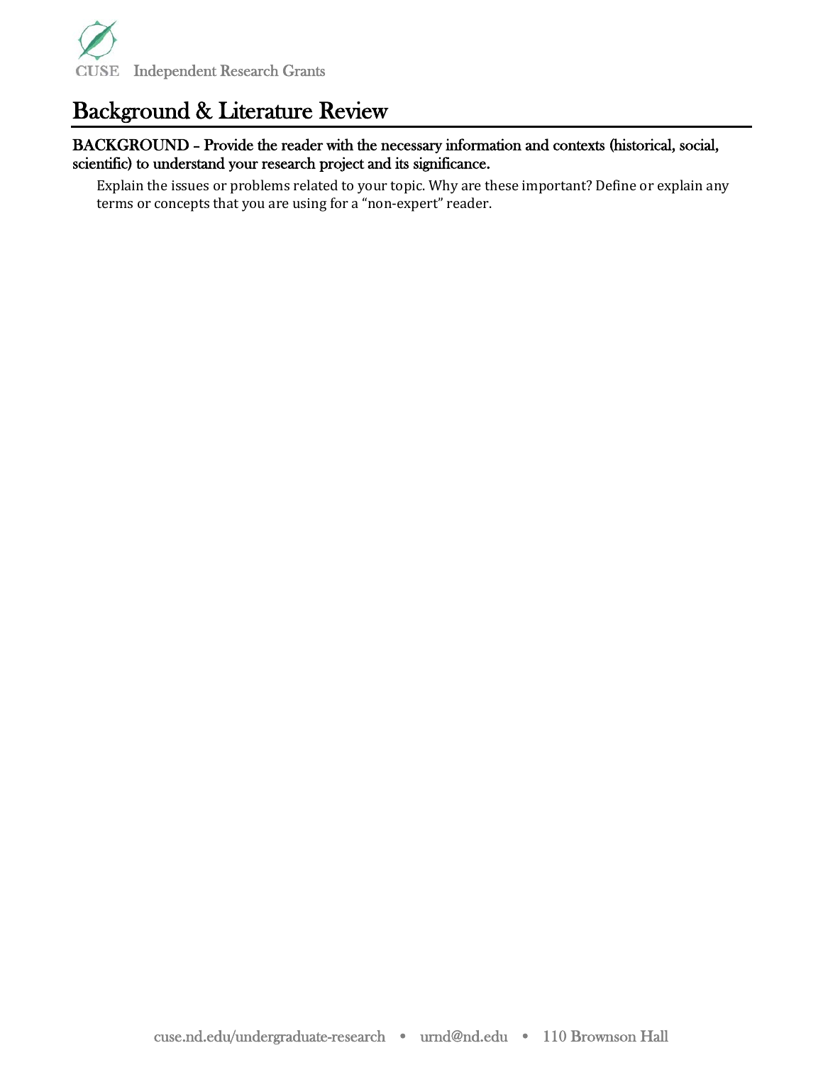# Background & Literature Review

**BACKGROUND – Provide the reader with the necessary information and contexts (historical, social, scientific) to understand your research project and its significance.**

Explain the issues or problems related to your topic. Why are these important? Define or explain any terms or concepts that you are using for a “non-expert” reader.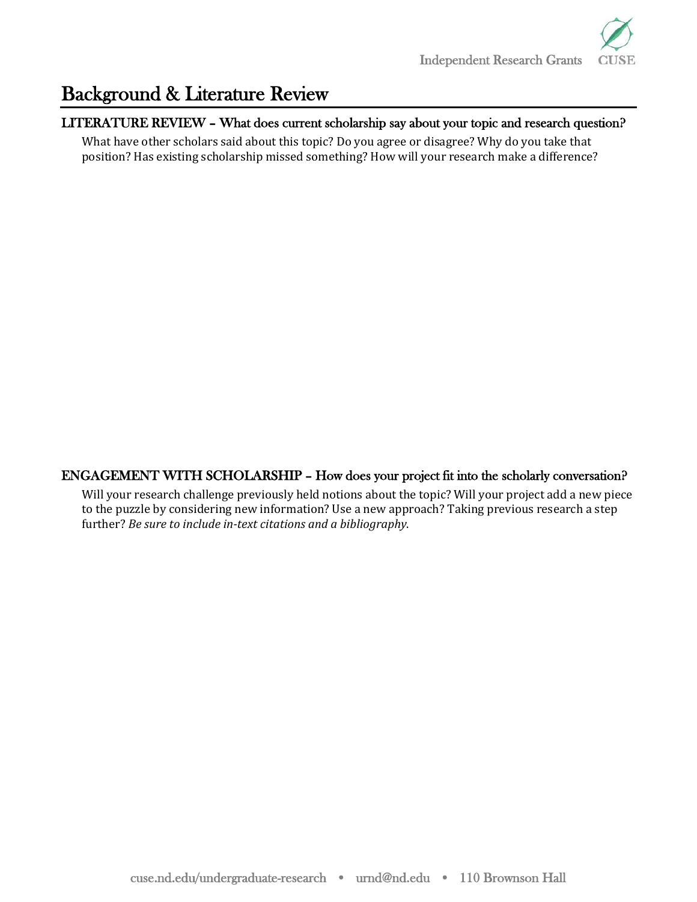# Background & Literature Review

**LITERATURE REVIEW – What does current scholarship say about your topic and research question?**

What have other scholars said about this topic? Do you agree or disagree? Why do you take that position? Has existing scholarship missed something? How will your research make a difference?

**ENGAGEMENT WITH SCHOLARSHIP – How does your project fit into the scholarly conversation?**

Will your research challenge previously held notions about the topic? Will your project add a new piece to the puzzle by considering new information? Use a new approach? Taking previous research a step further? *Be sure to include in-text citations and a bibliography.*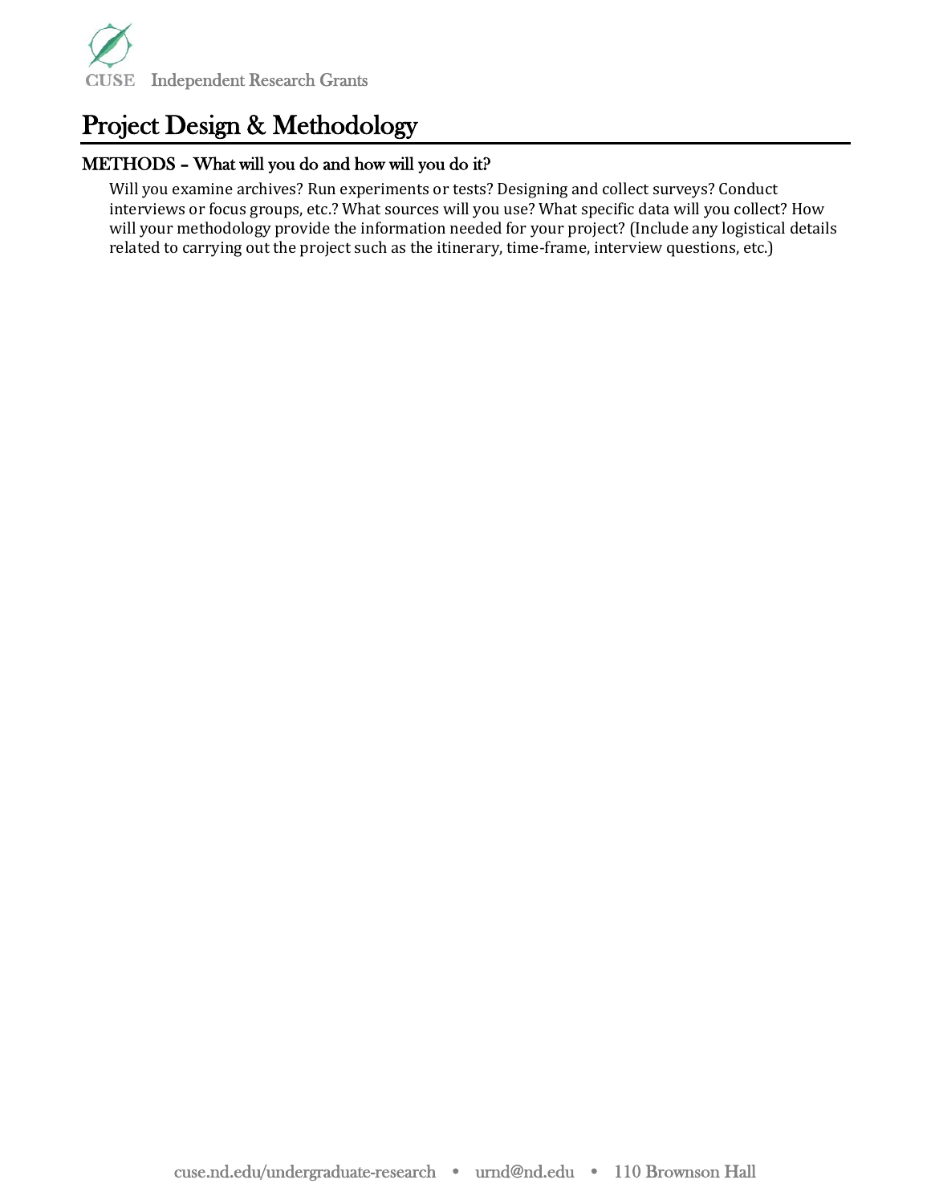# Project Design & Methodology

## METHODS – What will you do and how will you do it?

Will you examine archives? Run experiments or tests? Designing and collect surveys? Conduct interviews or focus groups, etc.? What sources will you use? What specific data will you collect? How will your methodology provide the information needed for your project? (Include any logistical details related to carrying out the project such as the itinerary, time-frame, interview questions, etc.)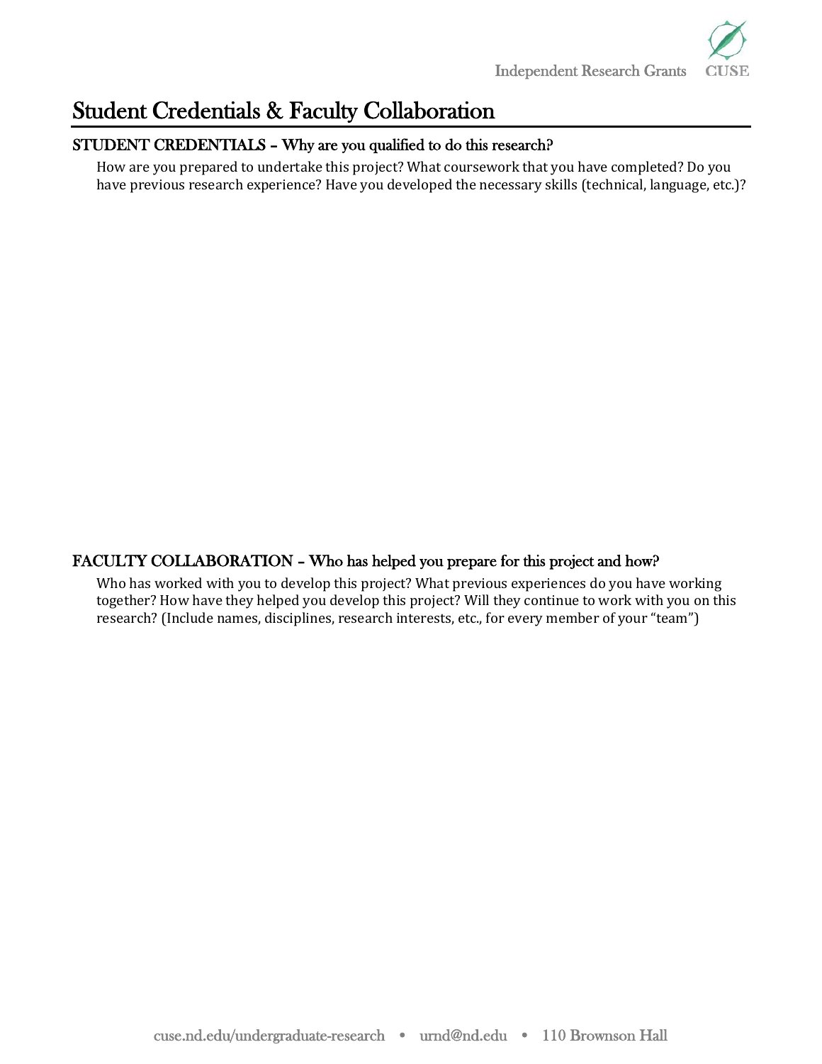# Student Credentials & Faculty Collaboration

## STUDENT CREDENTIALS – Why are you qualified to do this research?

How are you prepared to undertake this project? What coursework that you have completed? Do you have previous research experience? Have you developed the necessary skills (technical, language, etc.)?

## FACULTY COLLABORATION – Who has helped you prepare for this project and how?

Who has worked with you to develop this project? What previous experiences do you have working together? How have they helped you develop this project? Will they continue to work with you on this research? (Include names, disciplines, research interests, etc., for every member of your "team")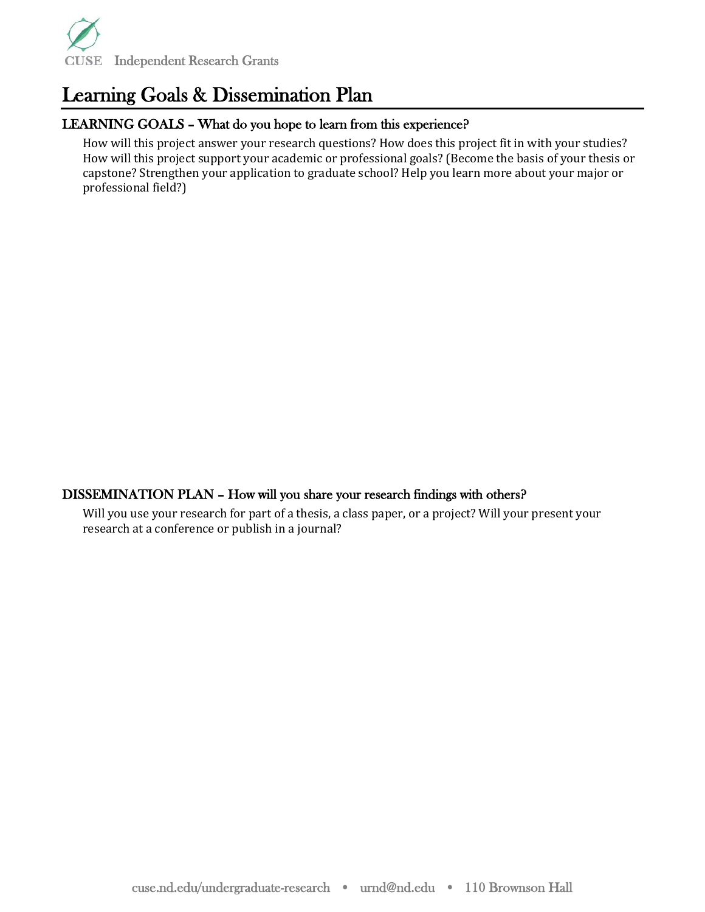CUSE Independent Research Grants

# Learning Goals & Dissemination Plan

## LEARNING GOALS – What do you hope to learn from this experience?

How will this project answer your research questions? How does this project fit in with your studies? How will this project support your academic or professional goals? (Become the basis of your thesis or capstone? Strengthen your application to graduate school? Help you learn more about your major or professional field?)

## DISSEMINATION PLAN – How will you share your research findings with others?

Will you use your research for part of a thesis, a class paper, or a project? Will your present your research at a conference or publish in a journal?

cuse.nd.edu/undergraduate-research • urnd@nd.edu • 110 Brownson Hall